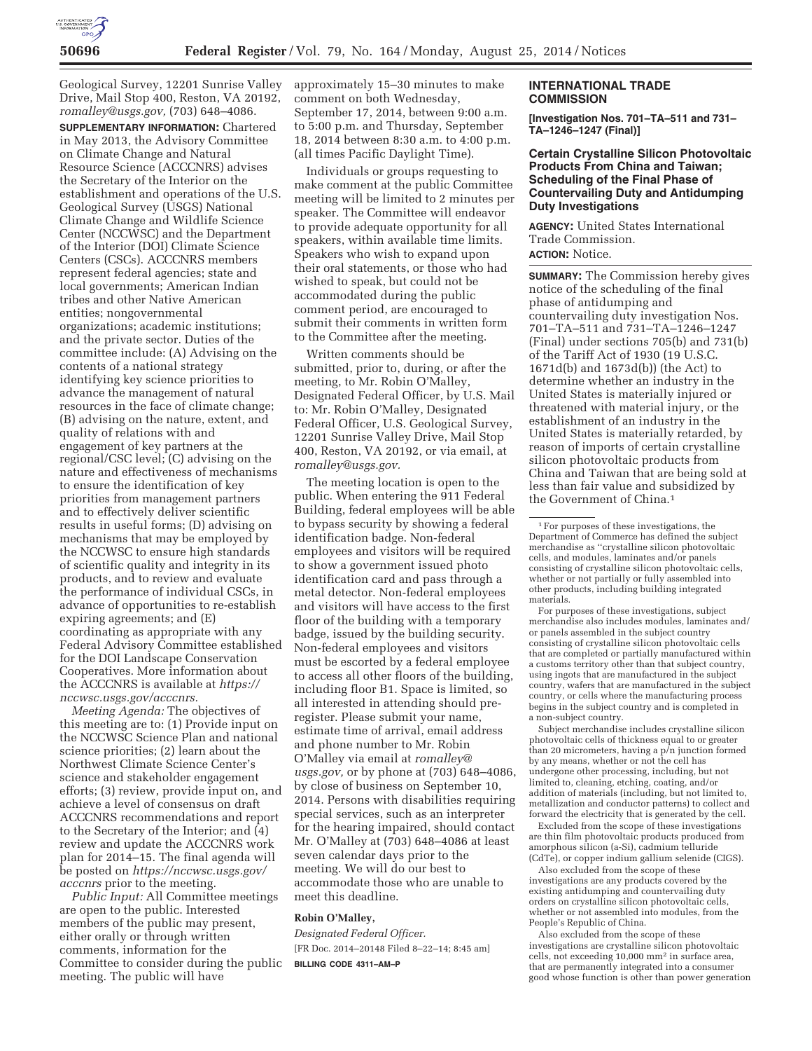Geological Survey, 12201 Sunrise Valley Drive, Mail Stop 400, Reston, VA 20192, *romalley@usgs.gov,* (703) 648–4086.

**SUPPLEMENTARY INFORMATION:** Chartered in May 2013, the Advisory Committee on Climate Change and Natural Resource Science (ACCCNRS) advises the Secretary of the Interior on the establishment and operations of the U.S. Geological Survey (USGS) National Climate Change and Wildlife Science Center (NCCWSC) and the Department of the Interior (DOI) Climate Science Centers (CSCs). ACCCNRS members represent federal agencies; state and local governments; American Indian tribes and other Native American entities; nongovernmental organizations; academic institutions; and the private sector. Duties of the committee include: (A) Advising on the contents of a national strategy identifying key science priorities to advance the management of natural resources in the face of climate change; (B) advising on the nature, extent, and quality of relations with and engagement of key partners at the regional/CSC level; (C) advising on the nature and effectiveness of mechanisms to ensure the identification of key priorities from management partners and to effectively deliver scientific results in useful forms; (D) advising on mechanisms that may be employed by the NCCWSC to ensure high standards of scientific quality and integrity in its products, and to review and evaluate the performance of individual CSCs, in advance of opportunities to re-establish expiring agreements; and (E) coordinating as appropriate with any Federal Advisory Committee established for the DOI Landscape Conservation Cooperatives. More information about the ACCCNRS is available at *https://nccwsc.usgs.gov/acccnrs.*

*Meeting Agenda:* The objectives of this meeting are to: (1) Provide input on the NCCWSC Science Plan and national science priorities; (2) learn about the Northwest Climate Science Center's science and stakeholder engagement efforts; (3) review, provide input on, and achieve a level of consensus on draft ACCCNRS recommendations and report to the Secretary of the Interior; and (4) review and update the ACCCNRS work plan for 2014–15. The final agenda will be posted on *https://nccwsc.usgs.gov/acccnrs* prior to the meeting.

*Public Input:* All Committee meetings are open to the public. Interested members of the public may present, either orally or through written comments, information for the Committee to consider during the public meeting. The public will have approximately 15–30 minutes to make comment on both Wednesday, September 17, 2014, between 9:00 a.m. to 5:00 p.m. and Thursday, September 18, 2014 between 8:30 a.m. to 4:00 p.m. (all times Pacific Daylight Time).

Individuals or groups requesting to make comment at the public Committee meeting will be limited to 2 minutes per speaker. The Committee will endeavor to provide adequate opportunity for all speakers, within available time limits. Speakers who wish to expand upon their oral statements, or those who had wished to speak, but could not be accommodated during the public comment period, are encouraged to submit their comments in written form to the Committee after the meeting.

Written comments should be submitted, prior to, during, or after the meeting, to Mr. Robin O'Malley, Designated Federal Officer, by U.S. Mail to: Mr. Robin O'Malley, Designated Federal Officer, U.S. Geological Survey, 12201 Sunrise Valley Drive, Mail Stop 400, Reston, VA 20192, or via email, at *romalley@usgs.gov.*

The meeting location is open to the public. When entering the 911 Federal Building, federal employees will be able to bypass security by showing a federal identification badge. Non-federal employees and visitors will be required to show a government issued photo identification card and pass through a metal detector. Non-federal employees and visitors will have access to the first floor of the building with a temporary badge, issued by the building security. Non-federal employees and visitors must be escorted by a federal employee to access all other floors of the building, including floor B1. Space is limited, so all interested in attending should pre-register. Please submit your name, estimate time of arrival, email address and phone number to Mr. Robin O'Malley via email at *romalley@usgs.gov,* or by phone at (703) 648–4086, by close of business on September 10, 2014. Persons with disabilities requiring special services, such as an interpreter for the hearing impaired, should contact Mr. O'Malley at (703) 648–4086 at least seven calendar days prior to the meeting. We will do our best to accommodate those who are unable to meet this deadline.

**Robin O'Malley,**

*Designated Federal Officer.*

[FR Doc. 2014–20148 Filed 8–22–14; 8:45 am]

**BILLING CODE 4311–AM–P**

## INTERNATIONAL TRADE COMMISSION

**[Investigation Nos. 701–TA–511 and 731–TA–1246–1247 (Final)]**

### Certain Crystalline Silicon Photovoltaic Products From China and Taiwan; Scheduling of the Final Phase of Countervailing Duty and Antidumping Duty Investigations

**AGENCY:** United States International Trade Commission.

**ACTION:** Notice.

**SUMMARY:** The Commission hereby gives notice of the scheduling of the final phase of antidumping and countervailing duty investigation Nos. 701–TA–511 and 731–TA–1246–1247 (Final) under sections 705(b) and 731(b) of the Tariff Act of 1930 (19 U.S.C. 1671d(b) and 1673d(b)) (the Act) to determine whether an industry in the United States is materially injured or threatened with material injury, or the establishment of an industry in the United States is materially retarded, by reason of imports of certain crystalline silicon photovoltaic products from China and Taiwan that are being sold at less than fair value and subsidized by the Government of China.[1]

[1] For purposes of these investigations, the Department of Commerce has defined the subject merchandise as "crystalline silicon photovoltaic cells, and modules, laminates and/or panels consisting of crystalline silicon photovoltaic cells, whether or not partially or fully assembled into other products, including building integrated materials.

For purposes of these investigations, subject merchandise also includes modules, laminates and/or panels assembled in the subject country consisting of crystalline silicon photovoltaic cells that are completed or partially manufactured within a customs territory other than that subject country, using ingots that are manufactured in the subject country, wafers that are manufactured in the subject country, or cells where the manufacturing process begins in the subject country and is completed in a non-subject country.

Subject merchandise includes crystalline silicon photovoltaic cells of thickness equal to or greater than 20 micrometers, having a p/n junction formed by any means, whether or not the cell has undergone other processing, including, but not limited to, cleaning, etching, coating, and/or addition of materials (including, but not limited to, metallization and conductor patterns) to collect and forward the electricity that is generated by the cell.

Excluded from the scope of these investigations are thin film photovoltaic products produced from amorphous silicon (a-Si), cadmium telluride (CdTe), or copper indium gallium selenide (CIGS).

Also excluded from the scope of these investigations are any products covered by the existing antidumping and countervailing duty orders on crystalline silicon photovoltaic cells, whether or not assembled into modules, from the People's Republic of China.

Also excluded from the scope of these investigations are crystalline silicon photovoltaic cells, not exceeding 10,000 $mm^2$ in surface area, that are permanently integrated into a consumer good whose function is other than power generation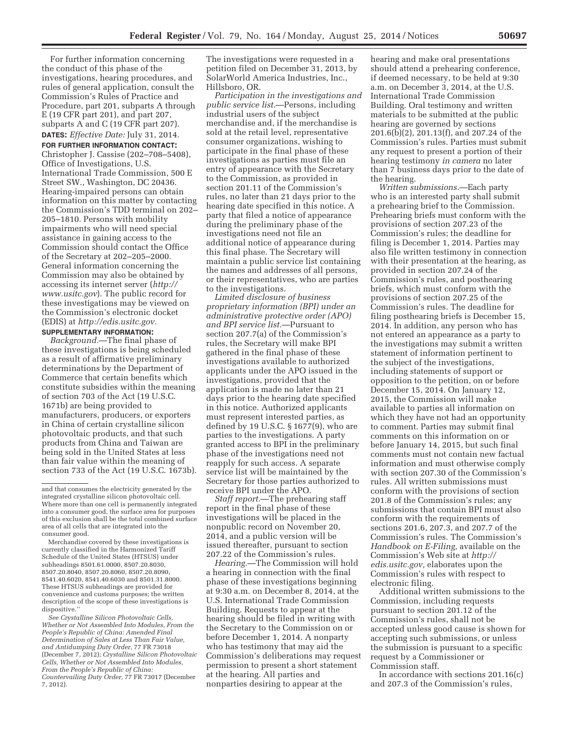For further information concerning the conduct of this phase of the investigations, hearing procedures, and rules of general application, consult the Commission's Rules of Practice and Procedure, part 201, subparts A through E (19 CFR part 201), and part 207, subparts A and C (19 CFR part 207).

**DATES:** *Effective Date:* July 31, 2014.

**FOR FURTHER INFORMATION CONTACT:** Christopher J. Cassise (202–708–5408), Office of Investigations, U.S. International Trade Commission, 500 E Street SW., Washington, DC 20436. Hearing-impaired persons can obtain information on this matter by contacting the Commission's TDD terminal on 202–205–1810. Persons with mobility impairments who will need special assistance in gaining access to the Commission should contact the Office of the Secretary at 202–205–2000. General information concerning the Commission may also be obtained by accessing its internet server (*http://www.usitc.gov*). The public record for these investigations may be viewed on the Commission's electronic docket (EDIS) at *http://edis.usitc.gov.*

**SUPPLEMENTARY INFORMATION:**

*Background.*—The final phase of these investigations is being scheduled as a result of affirmative preliminary determinations by the Department of Commerce that certain benefits which constitute subsidies within the meaning of section 703 of the Act (19 U.S.C. 1671b) are being provided to manufacturers, producers, or exporters in China of certain crystalline silicon photovoltaic products, and that such products from China and Taiwan are being sold in the United States at less than fair value within the meaning of section 733 of the Act (19 U.S.C. 1673b). The investigations were requested in a petition filed on December 31, 2013, by SolarWorld America Industries, Inc., Hillsboro, OR.

*Participation in the investigations and public service list.*—Persons, including industrial users of the subject merchandise and, if the merchandise is sold at the retail level, representative consumer organizations, wishing to participate in the final phase of these investigations as parties must file an entry of appearance with the Secretary to the Commission, as provided in section 201.11 of the Commission's rules, no later than 21 days prior to the hearing date specified in this notice. A party that filed a notice of appearance during the preliminary phase of the investigations need not file an additional notice of appearance during this final phase. The Secretary will maintain a public service list containing the names and addresses of all persons, or their representatives, who are parties to the investigations.

*Limited disclosure of business proprietary information (BPI) under an administrative protective order (APO) and BPI service list.*—Pursuant to section 207.7(a) of the Commission's rules, the Secretary will make BPI gathered in the final phase of these investigations available to authorized applicants under the APO issued in the investigations, provided that the application is made no later than 21 days prior to the hearing date specified in this notice. Authorized applicants must represent interested parties, as defined by 19 U.S.C. § 1677(9), who are parties to the investigations. A party granted access to BPI in the preliminary phase of the investigations need not reapply for such access. A separate service list will be maintained by the Secretary for those parties authorized to receive BPI under the APO.

*Staff report.*—The prehearing staff report in the final phase of these investigations will be placed in the nonpublic record on November 20, 2014, and a public version will be issued thereafter, pursuant to section 207.22 of the Commission's rules.

*Hearing.*—The Commission will hold a hearing in connection with the final phase of these investigations beginning at 9:30 a.m. on December 8, 2014, at the U.S. International Trade Commission Building. Requests to appear at the hearing should be filed in writing with the Secretary to the Commission on or before December 1, 2014. A nonparty who has testimony that may aid the Commission's deliberations may request permission to present a short statement at the hearing. All parties and nonparties desiring to appear at the hearing and make oral presentations should attend a prehearing conference, if deemed necessary, to be held at 9:30 a.m. on December 3, 2014, at the U.S. International Trade Commission Building. Oral testimony and written materials to be submitted at the public hearing are governed by sections 201.6(b)(2), 201.13(f), and 207.24 of the Commission's rules. Parties must submit any request to present a portion of their hearing testimony *in camera* no later than 7 business days prior to the date of the hearing.

*Written submissions.*—Each party who is an interested party shall submit a prehearing brief to the Commission. Prehearing briefs must conform with the provisions of section 207.23 of the Commission's rules; the deadline for filing is December 1, 2014. Parties may also file written testimony in connection with their presentation at the hearing, as provided in section 207.24 of the Commission's rules, and posthearing briefs, which must conform with the provisions of section 207.25 of the Commission's rules. The deadline for filing posthearing briefs is December 15, 2014. In addition, any person who has not entered an appearance as a party to the investigations may submit a written statement of information pertinent to the subject of the investigations, including statements of support or opposition to the petition, on or before December 15, 2014. On January 12, 2015, the Commission will make available to parties all information on which they have not had an opportunity to comment. Parties may submit final comments on this information on or before January 14, 2015, but such final comments must not contain new factual information and must otherwise comply with section 207.30 of the Commission's rules. All written submissions must conform with the provisions of section 201.8 of the Commission's rules; any submissions that contain BPI must also conform with the requirements of sections 201.6, 207.3, and 207.7 of the Commission's rules. The Commission's *Handbook on E-Filing*, available on the Commission's Web site at *http://edis.usitc.gov,* elaborates upon the Commission's rules with respect to electronic filing.

Additional written submissions to the Commission, including requests pursuant to section 201.12 of the Commission's rules, shall not be accepted unless good cause is shown for accepting such submissions, or unless the submission is pursuant to a specific request by a Commissioner or Commission staff.

In accordance with sections 201.16(c) and 207.3 of the Commission's rules,

---

and that consumes the electricity generated by the integrated crystalline silicon photovoltaic cell. Where more than one cell is permanently integrated into a consumer good, the surface area for purposes of this exclusion shall be the total combined surface area of all cells that are integrated into the consumer good.

Merchandise covered by these investigations is currently classified in the Harmonized Tariff Schedule of the United States (HTSUS) under subheadings 8501.61.0000, 8507.20.8030, 8507.20.8040, 8507.20.8060, 8507.20.8090, 8541.40.6020, 8541.40.6030 and 8501.31.8000. These HTSUS subheadings are provided for convenience and customs purposes; the written description of the scope of these investigations is dispositive.''

*See Crystalline Silicon Photovoltaic Cells, Whether or Not Assembled Into Modules, From the People's Republic of China: Amended Final Determination of Sales at Less Than Fair Value, and Antidumping Duty Order,* 77 FR 73018 (December 7, 2012); *Crystalline Silicon Photovoltaic Cells, Whether or Not Assembled Into Modules, From the People's Republic of China: Countervailing Duty Order,* 77 FR 73017 (December 7, 2012).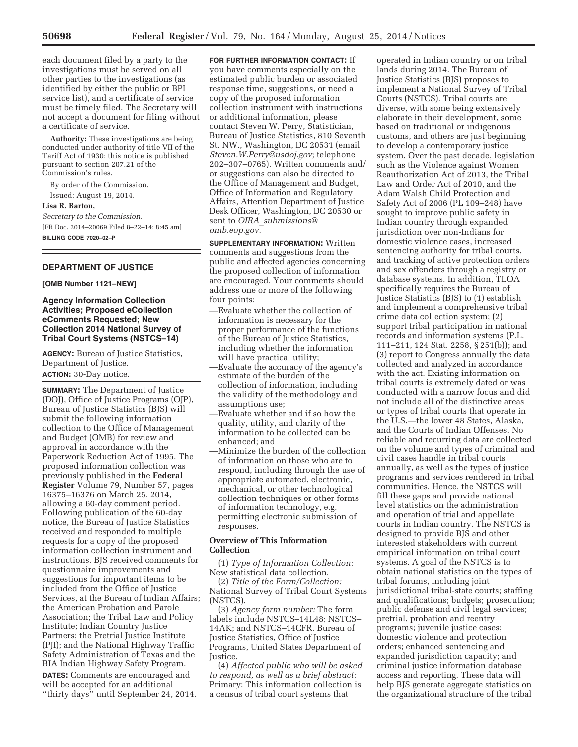each document filed by a party to the investigations must be served on all other parties to the investigations (as identified by either the public or BPI service list), and a certificate of service must be timely filed. The Secretary will not accept a document for filing without a certificate of service.

**Authority:** These investigations are being conducted under authority of title VII of the Tariff Act of 1930; this notice is published pursuant to section 207.21 of the Commission's rules.

By order of the Commission.

Issued: August 19, 2014.

**Lisa R. Barton,**

*Secretary to the Commission.*

[FR Doc. 2014–20069 Filed 8–22–14; 8:45 am]

**BILLING CODE 7020–02–P**

## DEPARTMENT OF JUSTICE

**[OMB Number 1121–NEW]**

### Agency Information Collection Activities; Proposed eCollection eComments Requested; New Collection 2014 National Survey of Tribal Court Systems (NSTCS–14)

**AGENCY:** Bureau of Justice Statistics, Department of Justice.

**ACTION:** 30-Day notice.

**SUMMARY:** The Department of Justice (DOJ), Office of Justice Programs (OJP), Bureau of Justice Statistics (BJS) will submit the following information collection to the Office of Management and Budget (OMB) for review and approval in accordance with the Paperwork Reduction Act of 1995. The proposed information collection was previously published in the **Federal Register** Volume 79, Number 57, pages 16375–16376 on March 25, 2014, allowing a 60-day comment period. Following publication of the 60-day notice, the Bureau of Justice Statistics received and responded to multiple requests for a copy of the proposed information collection instrument and instructions. BJS received comments for questionnaire improvements and suggestions for important items to be included from the Office of Justice Services, at the Bureau of Indian Affairs; the American Probation and Parole Association; the Tribal Law and Policy Institute; Indian Country Justice Partners; the Pretrial Justice Institute (PJI); and the National Highway Traffic Safety Administration of Texas and the BIA Indian Highway Safety Program.

**DATES:** Comments are encouraged and will be accepted for an additional ''thirty days'' until September 24, 2014.

**FOR FURTHER INFORMATION CONTACT:** If you have comments especially on the estimated public burden or associated response time, suggestions, or need a copy of the proposed information collection instrument with instructions or additional information, please contact Steven W. Perry, Statistician, Bureau of Justice Statistics, 810 Seventh St. NW., Washington, DC 20531 (email *Steven.W.Perry@usdoj.gov;* telephone 202–307–0765). Written comments and/or suggestions can also be directed to the Office of Management and Budget, Office of Information and Regulatory Affairs, Attention Department of Justice Desk Officer, Washington, DC 20530 or sent to *OIRA_submissions@omb.eop.gov.*

**SUPPLEMENTARY INFORMATION:** Written comments and suggestions from the public and affected agencies concerning the proposed collection of information are encouraged. Your comments should address one or more of the following four points:

—Evaluate whether the collection of information is necessary for the proper performance of the functions of the Bureau of Justice Statistics, including whether the information will have practical utility;

—Evaluate the accuracy of the agency's estimate of the burden of the collection of information, including the validity of the methodology and assumptions use;

—Evaluate whether and if so how the quality, utility, and clarity of the information to be collected can be enhanced; and

—Minimize the burden of the collection of information on those who are to respond, including through the use of appropriate automated, electronic, mechanical, or other technological collection techniques or other forms of information technology, e.g. permitting electronic submission of responses.

### Overview of This Information Collection

(1) *Type of Information Collection:* New statistical data collection.

(2) *Title of the Form/Collection:* National Survey of Tribal Court Systems (NSTCS).

(3) *Agency form number:* The form labels include NSTCS–14L48; NSTCS–14AK; and NSTCS–14CFR. Bureau of Justice Statistics, Office of Justice Programs, United States Department of Justice.

(4) *Affected public who will be asked to respond, as well as a brief abstract:* Primary: This information collection is a census of tribal court systems that operated in Indian country or on tribal lands during 2014. The Bureau of Justice Statistics (BJS) proposes to implement a National Survey of Tribal Courts (NSTCS). Tribal courts are diverse, with some being extensively elaborate in their development, some based on traditional or indigenous customs, and others are just beginning to develop a contemporary justice system. Over the past decade, legislation such as the Violence against Women Reauthorization Act of 2013, the Tribal Law and Order Act of 2010, and the Adam Walsh Child Protection and Safety Act of 2006 (PL 109–248) have sought to improve public safety in Indian country through expanded jurisdiction over non-Indians for domestic violence cases, increased sentencing authority for tribal courts, and tracking of active protection orders and sex offenders through a registry or database systems. In addition, TLOA specifically requires the Bureau of Justice Statistics (BJS) to (1) establish and implement a comprehensive tribal crime data collection system; (2) support tribal participation in national records and information systems (P.L. 111–211, 124 Stat. 2258, § 251(b)); and (3) report to Congress annually the data collected and analyzed in accordance with the act. Existing information on tribal courts is extremely dated or was conducted with a narrow focus and did not include all of the distinctive areas or types of tribal courts that operate in the U.S.—the lower 48 States, Alaska, and the Courts of Indian Offenses. No reliable and recurring data are collected on the volume and types of criminal and civil cases handle in tribal courts annually, as well as the types of justice programs and services rendered in tribal communities. Hence, the NSTCS will fill these gaps and provide national level statistics on the administration and operation of trial and appellate courts in Indian country. The NSTCS is designed to provide BJS and other interested stakeholders with current empirical information on tribal court systems. A goal of the NSTCS is to obtain national statistics on the types of tribal forums, including joint jurisdictional tribal-state courts; staffing and qualifications; budgets; prosecution; public defense and civil legal services; pretrial, probation and reentry programs; juvenile justice cases; domestic violence and protection orders; enhanced sentencing and expanded jurisdiction capacity; and criminal justice information database access and reporting. These data will help BJS generate aggregate statistics on the organizational structure of the tribal